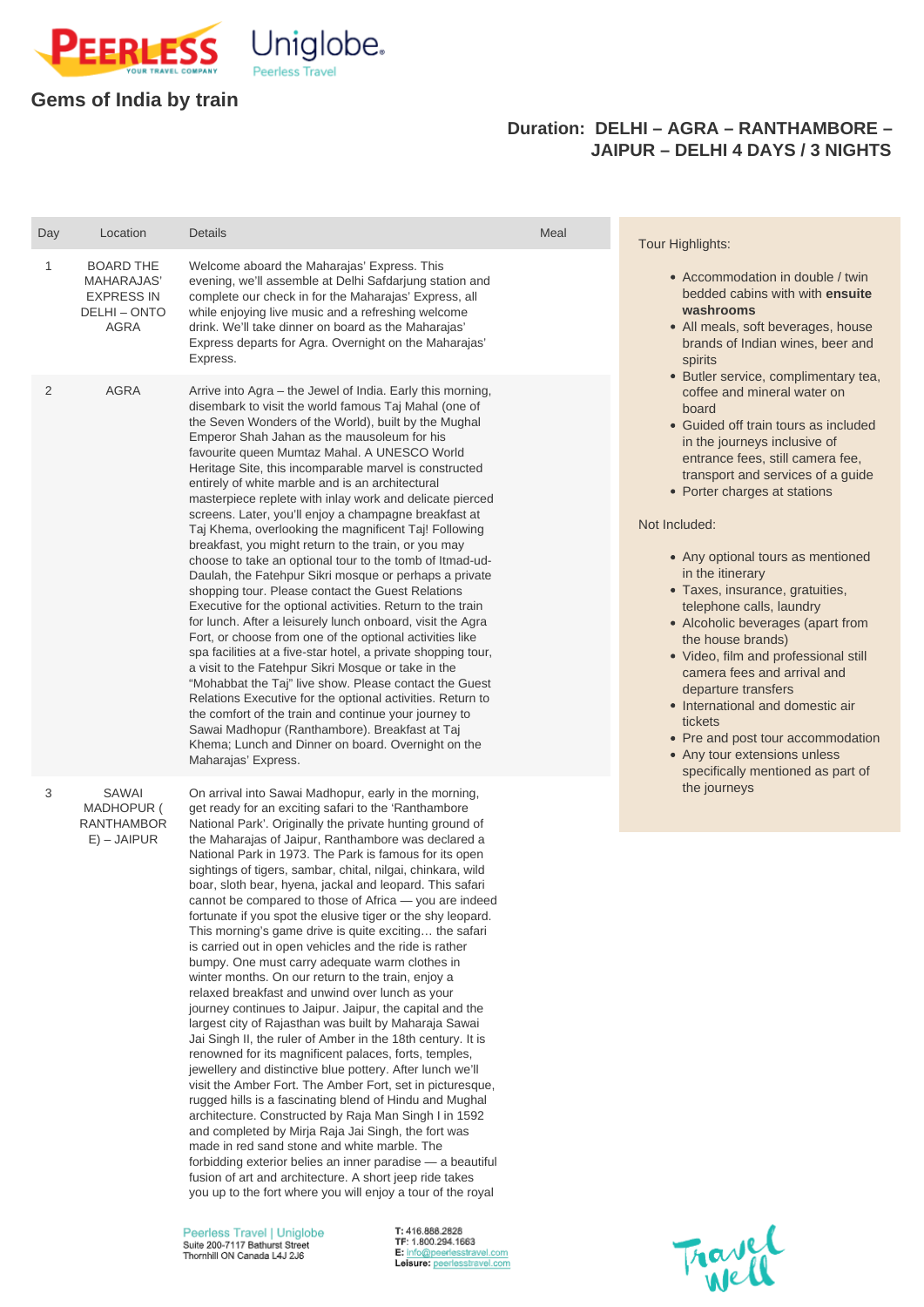# Gems of India by train

## Duration: DELHI – AGRA – RANTHAMBORE – JAIPUR – DELHI 4 DAYS / 3 NIGHTS

| Day | Location | Details | Meal |
|---|---|---|---|
| 1 | BOARD THE MAHARAJAS' EXPRESS IN DELHI – ONTO AGRA | Welcome aboard the Maharajas' Express. This evening, we'll assemble at Delhi Safdarjung station and complete our check in for the Maharajas' Express, all while enjoying live music and a refreshing welcome drink. We'll take dinner on board as the Maharajas' Express departs for Agra. Overnight on the Maharajas' Express. | |
| 2 | AGRA | Arrive into Agra – the Jewel of India. Early this morning, disembark to visit the world famous Taj Mahal (one of the Seven Wonders of the World), built by the Mughal Emperor Shah Jahan as the mausoleum for his favourite queen Mumtaz Mahal. A UNESCO World Heritage Site, this incomparable marvel is constructed entirely of white marble and is an architectural masterpiece replete with inlay work and delicate pierced screens. Later, you'll enjoy a champagne breakfast at Taj Khema, overlooking the magnificent Taj! Following breakfast, you might return to the train, or you may choose to take an optional tour to the tomb of Itmad-ud-Daulah, the Fatehpur Sikri mosque or perhaps a private shopping tour. Please contact the Guest Relations Executive for the optional activities. Return to the train for lunch. After a leisurely lunch onboard, visit the Agra Fort, or choose from one of the optional activities like spa facilities at a five-star hotel, a private shopping tour, a visit to the Fatehpur Sikri Mosque or take in the "Mohabbat the Taj" live show. Please contact the Guest Relations Executive for the optional activities. Return to the comfort of the train and continue your journey to Sawai Madhopur (Ranthambore). Breakfast at Taj Khema; Lunch and Dinner on board. Overnight on the Maharajas' Express. | |
| 3 | SAWAI MADHOPUR ( RANTHAMBORE) – JAIPUR | On arrival into Sawai Madhopur, early in the morning, get ready for an exciting safari to the 'Ranthambore National Park'. Originally the private hunting ground of the Maharajas of Jaipur, Ranthambore was declared a National Park in 1973. The Park is famous for its open sightings of tigers, sambar, chital, nilgai, chinkara, wild boar, sloth bear, hyena, jackal and leopard. This safari cannot be compared to those of Africa — you are indeed fortunate if you spot the elusive tiger or the shy leopard. This morning's game drive is quite exciting… the safari is carried out in open vehicles and the ride is rather bumpy. One must carry adequate warm clothes in winter months. On our return to the train, enjoy a relaxed breakfast and unwind over lunch as your journey continues to Jaipur. Jaipur, the capital and the largest city of Rajasthan was built by Maharaja Sawai Jai Singh II, the ruler of Amber in the 18th century. It is renowned for its magnificent palaces, forts, temples, jewellery and distinctive blue pottery. After lunch we'll visit the Amber Fort. The Amber Fort, set in picturesque, rugged hills is a fascinating blend of Hindu and Mughal architecture. Constructed by Raja Man Singh I in 1592 and completed by Mirja Raja Jai Singh, the fort was made in red sand stone and white marble. The forbidding exterior belies an inner paradise — a beautiful fusion of art and architecture. A short jeep ride takes you up to the fort where you will enjoy a tour of the royal | |

Tour Highlights:

- Accommodation in double / twin bedded cabins with with **ensuite washrooms**
- All meals, soft beverages, house brands of Indian wines, beer and spirits
- Butler service, complimentary tea, coffee and mineral water on board
- Guided off train tours as included in the journeys inclusive of entrance fees, still camera fee, transport and services of a guide
- Porter charges at stations

Not Included:

- Any optional tours as mentioned in the itinerary
- Taxes, insurance, gratuities, telephone calls, laundry
- Alcoholic beverages (apart from the house brands)
- Video, film and professional still camera fees and arrival and departure transfers
- International and domestic air tickets
- Pre and post tour accommodation
- Any tour extensions unless specifically mentioned as part of the journeys

Peerless Travel | Uniglobe
Suite 200-7117 Bathurst Street
Thornhill ON Canada L4J 2J6

**T:** 416.886.2828
**TF:** 1.800.294.1663
**E:** info@peerlesstravel.com
**Leisure:** peerlesstravel.com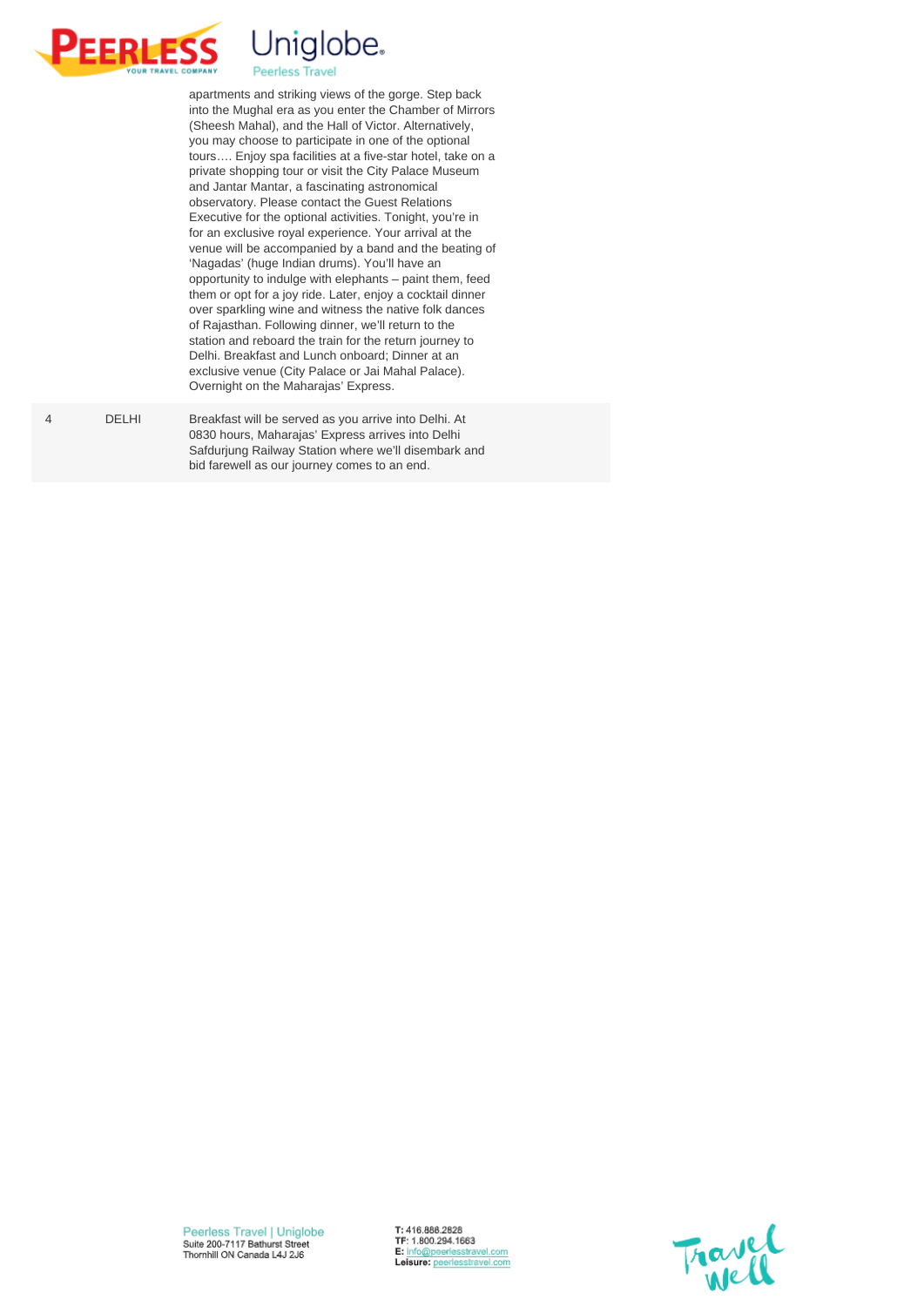| | | |
|---|---|---|
| | | apartments and striking views of the gorge. Step back into the Mughal era as you enter the Chamber of Mirrors (Sheesh Mahal), and the Hall of Victor. Alternatively, you may choose to participate in one of the optional tours…. Enjoy spa facilities at a five-star hotel, take on a private shopping tour or visit the City Palace Museum and Jantar Mantar, a fascinating astronomical observatory. Please contact the Guest Relations Executive for the optional activities. Tonight, you're in for an exclusive royal experience. Your arrival at the venue will be accompanied by a band and the beating of 'Nagadas' (huge Indian drums). You'll have an opportunity to indulge with elephants – paint them, feed them or opt for a joy ride. Later, enjoy a cocktail dinner over sparkling wine and witness the native folk dances of Rajasthan. Following dinner, we'll return to the station and reboard the train for the return journey to Delhi. Breakfast and Lunch onboard; Dinner at an exclusive venue (City Palace or Jai Mahal Palace). Overnight on the Maharajas' Express. |
| 4 | DELHI | Breakfast will be served as you arrive into Delhi. At 0830 hours, Maharajas' Express arrives into Delhi Safdurjung Railway Station where we'll disembark and bid farewell as our journey comes to an end. |